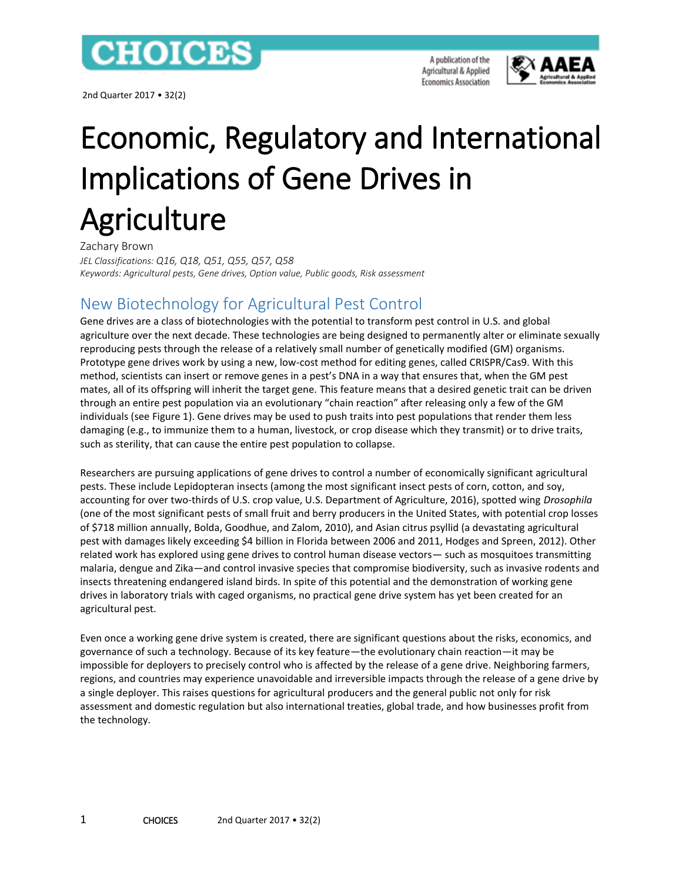# Economic, Regulatory and International Implications of Gene Drives in Agriculture

Zachary Brown

*JEL Classifications: Q16, Q18, Q51, Q55, Q57, Q58*

*Keywords: Agricultural pests, Gene drives, Option value, Public goods, Risk assessment*

## New Biotechnology for Agricultural Pest Control

Gene drives are a class of biotechnologies with the potential to transform pest control in U.S. and global agriculture over the next decade. These technologies are being designed to permanently alter or eliminate sexually reproducing pests through the release of a relatively small number of genetically modified (GM) organisms. Prototype gene drives work by using a new, low-cost method for editing genes, called CRISPR/Cas9. With this method, scientists can insert or remove genes in a pest's DNA in a way that ensures that, when the GM pest mates, all of its offspring will inherit the target gene. This feature means that a desired genetic trait can be driven through an entire pest population via an evolutionary "chain reaction" after releasing only a few of the GM individuals (see Figure 1). Gene drives may be used to push traits into pest populations that render them less damaging (e.g., to immunize them to a human, livestock, or crop disease which they transmit) or to drive traits, such as sterility, that can cause the entire pest population to collapse.

Researchers are pursuing applications of gene drives to control a number of economically significant agricultural pests. These include Lepidopteran insects (among the most significant insect pests of corn, cotton, and soy, accounting for over two-thirds of U.S. crop value, U.S. Department of Agriculture, 2016), spotted wing *Drosophila* (one of the most significant pests of small fruit and berry producers in the United States, with potential crop losses of $718 million annually, Bolda, Goodhue, and Zalom, 2010), and Asian citrus psyllid (a devastating agricultural pest with damages likely exceeding $4 billion in Florida between 2006 and 2011, Hodges and Spreen, 2012). Other related work has explored using gene drives to control human disease vectors— such as mosquitoes transmitting malaria, dengue and Zika—and control invasive species that compromise biodiversity, such as invasive rodents and insects threatening endangered island birds. In spite of this potential and the demonstration of working gene drives in laboratory trials with caged organisms, no practical gene drive system has yet been created for an agricultural pest.

Even once a working gene drive system is created, there are significant questions about the risks, economics, and governance of such a technology. Because of its key feature—the evolutionary chain reaction—it may be impossible for deployers to precisely control who is affected by the release of a gene drive. Neighboring farmers, regions, and countries may experience unavoidable and irreversible impacts through the release of a gene drive by a single deployer. This raises questions for agricultural producers and the general public not only for risk assessment and domestic regulation but also international treaties, global trade, and how businesses profit from the technology.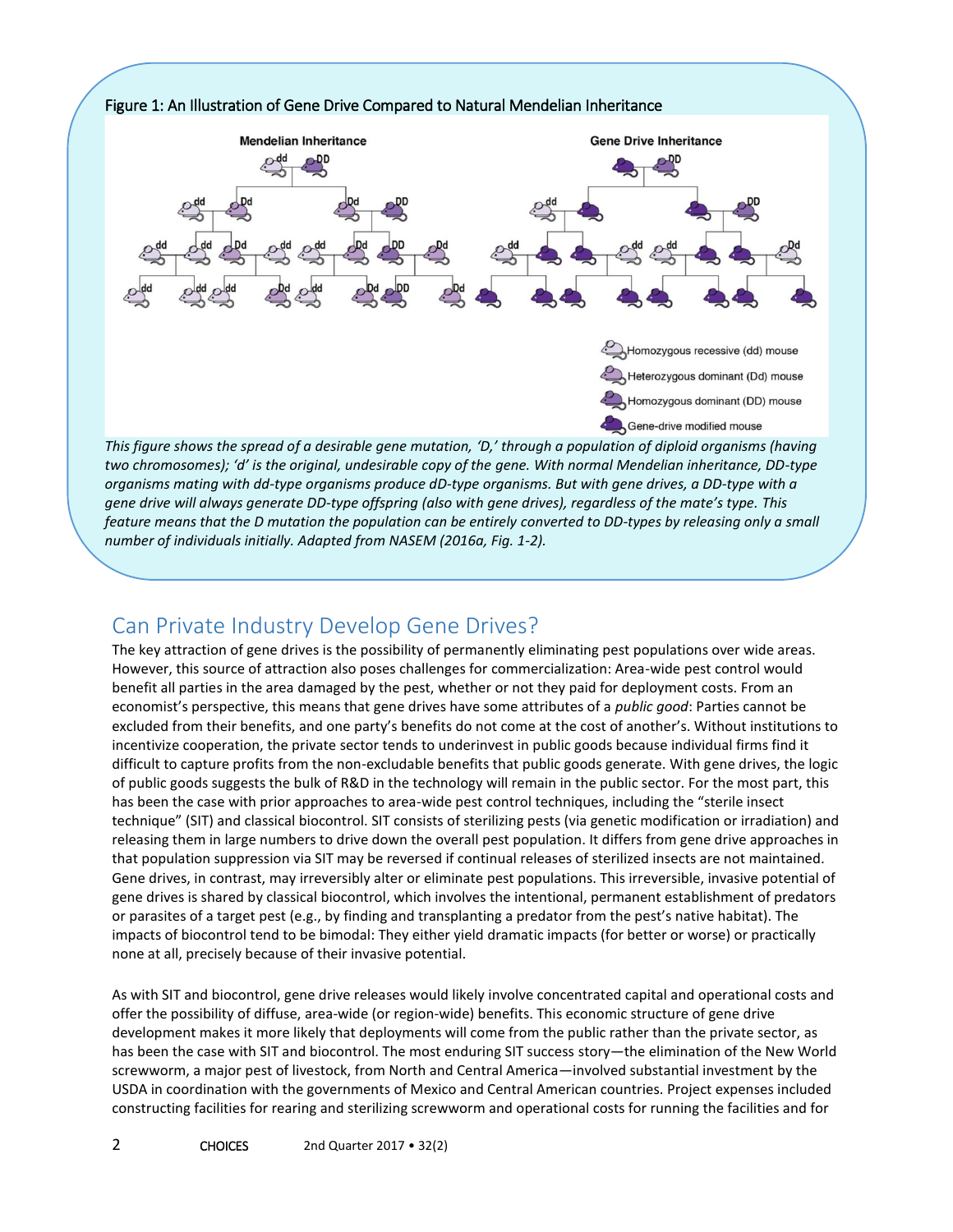Figure 1: An Illustration of Gene Drive Compared to Natural Mendelian Inheritance

*This figure shows the spread of a desirable gene mutation, 'D,' through a population of diploid organisms (having two chromosomes); 'd' is the original, undesirable copy of the gene. With normal Mendelian inheritance, DD-type organisms mating with dd-type organisms produce dD-type organisms. But with gene drives, a DD-type with a gene drive will always generate DD-type offspring (also with gene drives), regardless of the mate's type. This feature means that the D mutation the population can be entirely converted to DD-types by releasing only a small number of individuals initially. Adapted from NASEM (2016a, Fig. 1-2).*

## Can Private Industry Develop Gene Drives?

The key attraction of gene drives is the possibility of permanently eliminating pest populations over wide areas. However, this source of attraction also poses challenges for commercialization: Area-wide pest control would benefit all parties in the area damaged by the pest, whether or not they paid for deployment costs. From an economist's perspective, this means that gene drives have some attributes of a *public good*: Parties cannot be excluded from their benefits, and one party's benefits do not come at the cost of another's. Without institutions to incentivize cooperation, the private sector tends to underinvest in public goods because individual firms find it difficult to capture profits from the non-excludable benefits that public goods generate. With gene drives, the logic of public goods suggests the bulk of R&D in the technology will remain in the public sector. For the most part, this has been the case with prior approaches to area-wide pest control techniques, including the "sterile insect technique" (SIT) and classical biocontrol. SIT consists of sterilizing pests (via genetic modification or irradiation) and releasing them in large numbers to drive down the overall pest population. It differs from gene drive approaches in that population suppression via SIT may be reversed if continual releases of sterilized insects are not maintained. Gene drives, in contrast, may irreversibly alter or eliminate pest populations. This irreversible, invasive potential of gene drives is shared by classical biocontrol, which involves the intentional, permanent establishment of predators or parasites of a target pest (e.g., by finding and transplanting a predator from the pest's native habitat). The impacts of biocontrol tend to be bimodal: They either yield dramatic impacts (for better or worse) or practically none at all, precisely because of their invasive potential.

As with SIT and biocontrol, gene drive releases would likely involve concentrated capital and operational costs and offer the possibility of diffuse, area-wide (or region-wide) benefits. This economic structure of gene drive development makes it more likely that deployments will come from the public rather than the private sector, as has been the case with SIT and biocontrol. The most enduring SIT success story—the elimination of the New World screwworm, a major pest of livestock, from North and Central America—involved substantial investment by the USDA in coordination with the governments of Mexico and Central American countries. Project expenses included constructing facilities for rearing and sterilizing screwworm and operational costs for running the facilities and for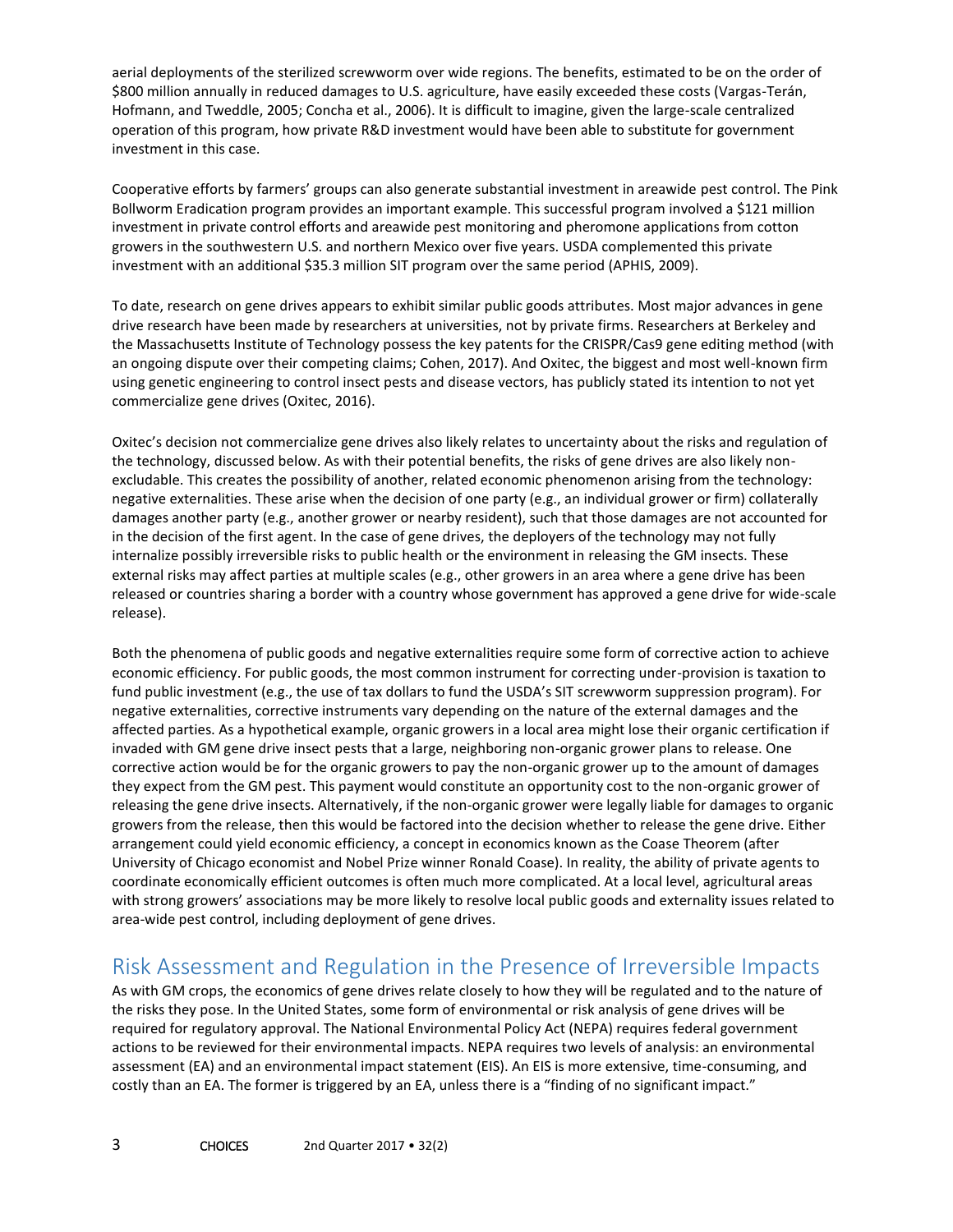aerial deployments of the sterilized screwworm over wide regions. The benefits, estimated to be on the order of $800 million annually in reduced damages to U.S. agriculture, have easily exceeded these costs (Vargas-Terán, Hofmann, and Tweddle, 2005; Concha et al., 2006). It is difficult to imagine, given the large-scale centralized operation of this program, how private R&D investment would have been able to substitute for government investment in this case.

Cooperative efforts by farmers' groups can also generate substantial investment in areawide pest control. The Pink Bollworm Eradication program provides an important example. This successful program involved a $121 million investment in private control efforts and areawide pest monitoring and pheromone applications from cotton growers in the southwestern U.S. and northern Mexico over five years. USDA complemented this private investment with an additional $35.3 million SIT program over the same period (APHIS, 2009).

To date, research on gene drives appears to exhibit similar public goods attributes. Most major advances in gene drive research have been made by researchers at universities, not by private firms. Researchers at Berkeley and the Massachusetts Institute of Technology possess the key patents for the CRISPR/Cas9 gene editing method (with an ongoing dispute over their competing claims; Cohen, 2017). And Oxitec, the biggest and most well-known firm using genetic engineering to control insect pests and disease vectors, has publicly stated its intention to not yet commercialize gene drives (Oxitec, 2016).

Oxitec's decision not commercialize gene drives also likely relates to uncertainty about the risks and regulation of the technology, discussed below. As with their potential benefits, the risks of gene drives are also likely non-excludable. This creates the possibility of another, related economic phenomenon arising from the technology: negative externalities. These arise when the decision of one party (e.g., an individual grower or firm) collaterally damages another party (e.g., another grower or nearby resident), such that those damages are not accounted for in the decision of the first agent. In the case of gene drives, the deployers of the technology may not fully internalize possibly irreversible risks to public health or the environment in releasing the GM insects. These external risks may affect parties at multiple scales (e.g., other growers in an area where a gene drive has been released or countries sharing a border with a country whose government has approved a gene drive for wide-scale release).

Both the phenomena of public goods and negative externalities require some form of corrective action to achieve economic efficiency. For public goods, the most common instrument for correcting under-provision is taxation to fund public investment (e.g., the use of tax dollars to fund the USDA's SIT screwworm suppression program). For negative externalities, corrective instruments vary depending on the nature of the external damages and the affected parties. As a hypothetical example, organic growers in a local area might lose their organic certification if invaded with GM gene drive insect pests that a large, neighboring non-organic grower plans to release. One corrective action would be for the organic growers to pay the non-organic grower up to the amount of damages they expect from the GM pest. This payment would constitute an opportunity cost to the non-organic grower of releasing the gene drive insects. Alternatively, if the non-organic grower were legally liable for damages to organic growers from the release, then this would be factored into the decision whether to release the gene drive. Either arrangement could yield economic efficiency, a concept in economics known as the Coase Theorem (after University of Chicago economist and Nobel Prize winner Ronald Coase). In reality, the ability of private agents to coordinate economically efficient outcomes is often much more complicated. At a local level, agricultural areas with strong growers' associations may be more likely to resolve local public goods and externality issues related to area-wide pest control, including deployment of gene drives.

## Risk Assessment and Regulation in the Presence of Irreversible Impacts

As with GM crops, the economics of gene drives relate closely to how they will be regulated and to the nature of the risks they pose. In the United States, some form of environmental or risk analysis of gene drives will be required for regulatory approval. The National Environmental Policy Act (NEPA) requires federal government actions to be reviewed for their environmental impacts. NEPA requires two levels of analysis: an environmental assessment (EA) and an environmental impact statement (EIS). An EIS is more extensive, time-consuming, and costly than an EA. The former is triggered by an EA, unless there is a "finding of no significant impact."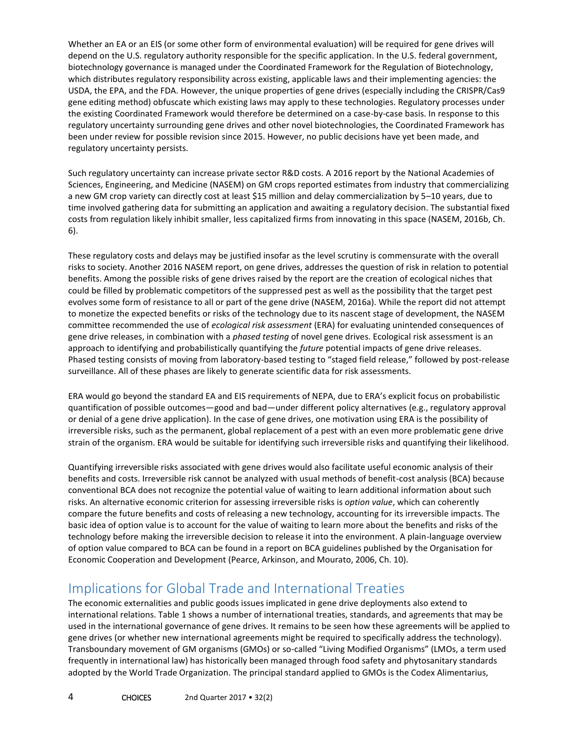Whether an EA or an EIS (or some other form of environmental evaluation) will be required for gene drives will depend on the U.S. regulatory authority responsible for the specific application. In the U.S. federal government, biotechnology governance is managed under the Coordinated Framework for the Regulation of Biotechnology, which distributes regulatory responsibility across existing, applicable laws and their implementing agencies: the USDA, the EPA, and the FDA. However, the unique properties of gene drives (especially including the CRISPR/Cas9 gene editing method) obfuscate which existing laws may apply to these technologies. Regulatory processes under the existing Coordinated Framework would therefore be determined on a case-by-case basis. In response to this regulatory uncertainty surrounding gene drives and other novel biotechnologies, the Coordinated Framework has been under review for possible revision since 2015. However, no public decisions have yet been made, and regulatory uncertainty persists.

Such regulatory uncertainty can increase private sector R&D costs. A 2016 report by the National Academies of Sciences, Engineering, and Medicine (NASEM) on GM crops reported estimates from industry that commercializing a new GM crop variety can directly cost at least $15 million and delay commercialization by 5–10 years, due to time involved gathering data for submitting an application and awaiting a regulatory decision. The substantial fixed costs from regulation likely inhibit smaller, less capitalized firms from innovating in this space (NASEM, 2016b, Ch. 6).

These regulatory costs and delays may be justified insofar as the level scrutiny is commensurate with the overall risks to society. Another 2016 NASEM report, on gene drives, addresses the question of risk in relation to potential benefits. Among the possible risks of gene drives raised by the report are the creation of ecological niches that could be filled by problematic competitors of the suppressed pest as well as the possibility that the target pest evolves some form of resistance to all or part of the gene drive (NASEM, 2016a). While the report did not attempt to monetize the expected benefits or risks of the technology due to its nascent stage of development, the NASEM committee recommended the use of *ecological risk assessment* (ERA) for evaluating unintended consequences of gene drive releases, in combination with a *phased testing* of novel gene drives. Ecological risk assessment is an approach to identifying and probabilistically quantifying the *future* potential impacts of gene drive releases. Phased testing consists of moving from laboratory-based testing to "staged field release," followed by post-release surveillance. All of these phases are likely to generate scientific data for risk assessments.

ERA would go beyond the standard EA and EIS requirements of NEPA, due to ERA's explicit focus on probabilistic quantification of possible outcomes—good and bad—under different policy alternatives (e.g., regulatory approval or denial of a gene drive application). In the case of gene drives, one motivation using ERA is the possibility of irreversible risks, such as the permanent, global replacement of a pest with an even more problematic gene drive strain of the organism. ERA would be suitable for identifying such irreversible risks and quantifying their likelihood.

Quantifying irreversible risks associated with gene drives would also facilitate useful economic analysis of their benefits and costs. Irreversible risk cannot be analyzed with usual methods of benefit-cost analysis (BCA) because conventional BCA does not recognize the potential value of waiting to learn additional information about such risks. An alternative economic criterion for assessing irreversible risks is *option value*, which can coherently compare the future benefits and costs of releasing a new technology, accounting for its irreversible impacts. The basic idea of option value is to account for the value of waiting to learn more about the benefits and risks of the technology before making the irreversible decision to release it into the environment. A plain-language overview of option value compared to BCA can be found in a report on BCA guidelines published by the Organisation for Economic Cooperation and Development (Pearce, Arkinson, and Mourato, 2006, Ch. 10).

## Implications for Global Trade and International Treaties

The economic externalities and public goods issues implicated in gene drive deployments also extend to international relations. Table 1 shows a number of international treaties, standards, and agreements that may be used in the international governance of gene drives. It remains to be seen how these agreements will be applied to gene drives (or whether new international agreements might be required to specifically address the technology). Transboundary movement of GM organisms (GMOs) or so-called "Living Modified Organisms" (LMOs, a term used frequently in international law) has historically been managed through food safety and phytosanitary standards adopted by the World Trade Organization. The principal standard applied to GMOs is the Codex Alimentarius,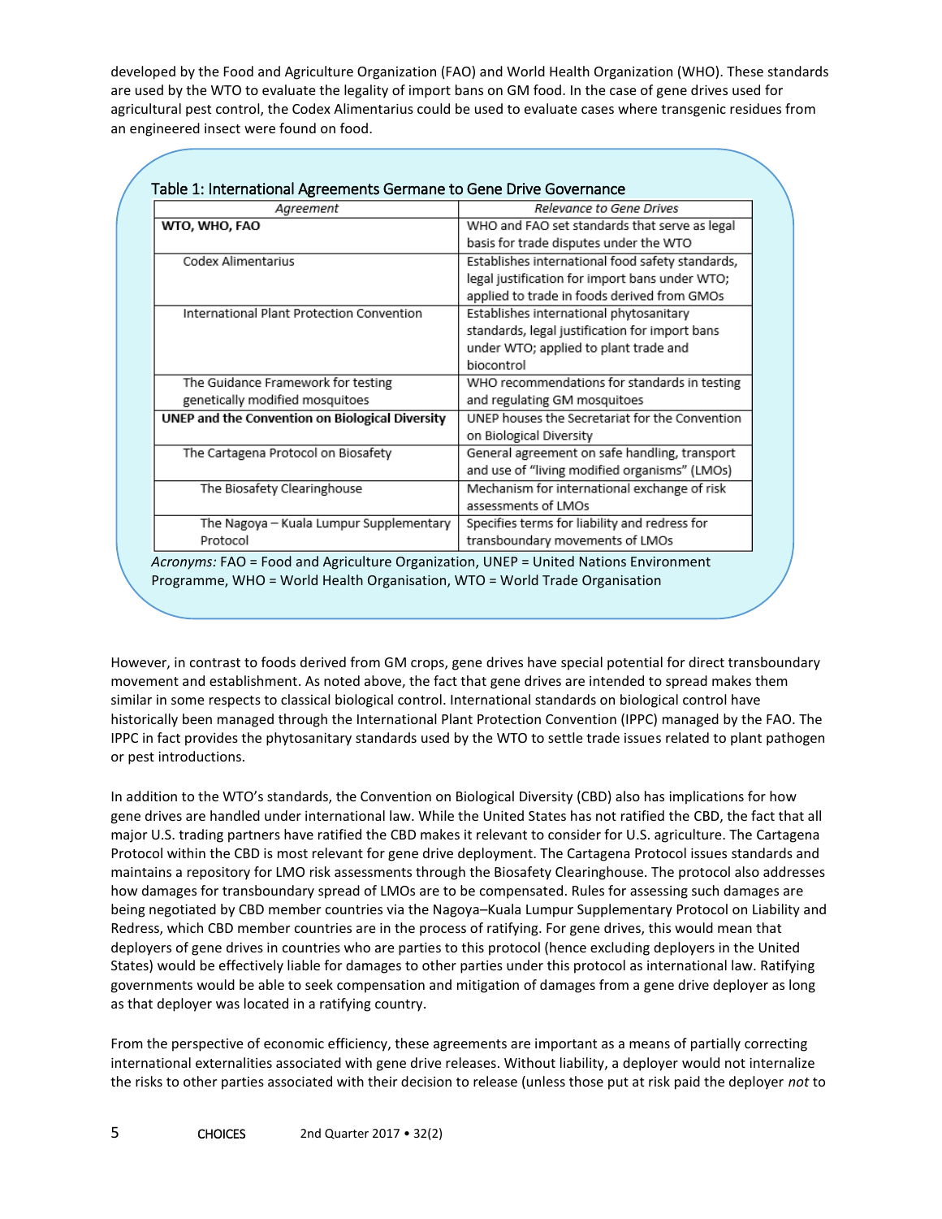developed by the Food and Agriculture Organization (FAO) and World Health Organization (WHO). These standards are used by the WTO to evaluate the legality of import bans on GM food. In the case of gene drives used for agricultural pest control, the Codex Alimentarius could be used to evaluate cases where transgenic residues from an engineered insect were found on food.

Table 1: International Agreements Germane to Gene Drive Governance

| *Agreement* | *Relevance to Gene Drives* |
|---|---|
| **WTO, WHO, FAO** | WHO and FAO set standards that serve as legal basis for trade disputes under the WTO |
| Codex Alimentarius | Establishes international food safety standards, legal justification for import bans under WTO; applied to trade in foods derived from GMOs |
| International Plant Protection Convention | Establishes international phytosanitary standards, legal justification for import bans under WTO; applied to plant trade and biocontrol |
| The Guidance Framework for testing genetically modified mosquitoes | WHO recommendations for standards in testing and regulating GM mosquitoes |
| **UNEP and the Convention on Biological Diversity** | UNEP houses the Secretariat for the Convention on Biological Diversity |
| The Cartagena Protocol on Biosafety | General agreement on safe handling, transport and use of "living modified organisms" (LMOs) |
| The Biosafety Clearinghouse | Mechanism for international exchange of risk assessments of LMOs |
| The Nagoya – Kuala Lumpur Supplementary Protocol | Specifies terms for liability and redress for transboundary movements of LMOs |

*Acronyms:* FAO = Food and Agriculture Organization, UNEP = United Nations Environment Programme, WHO = World Health Organisation, WTO = World Trade Organisation

However, in contrast to foods derived from GM crops, gene drives have special potential for direct transboundary movement and establishment. As noted above, the fact that gene drives are intended to spread makes them similar in some respects to classical biological control. International standards on biological control have historically been managed through the International Plant Protection Convention (IPPC) managed by the FAO. The IPPC in fact provides the phytosanitary standards used by the WTO to settle trade issues related to plant pathogen or pest introductions.

In addition to the WTO's standards, the Convention on Biological Diversity (CBD) also has implications for how gene drives are handled under international law. While the United States has not ratified the CBD, the fact that all major U.S. trading partners have ratified the CBD makes it relevant to consider for U.S. agriculture. The Cartagena Protocol within the CBD is most relevant for gene drive deployment. The Cartagena Protocol issues standards and maintains a repository for LMO risk assessments through the Biosafety Clearinghouse. The protocol also addresses how damages for transboundary spread of LMOs are to be compensated. Rules for assessing such damages are being negotiated by CBD member countries via the Nagoya–Kuala Lumpur Supplementary Protocol on Liability and Redress, which CBD member countries are in the process of ratifying. For gene drives, this would mean that deployers of gene drives in countries who are parties to this protocol (hence excluding deployers in the United States) would be effectively liable for damages to other parties under this protocol as international law. Ratifying governments would be able to seek compensation and mitigation of damages from a gene drive deployer as long as that deployer was located in a ratifying country.

From the perspective of economic efficiency, these agreements are important as a means of partially correcting international externalities associated with gene drive releases. Without liability, a deployer would not internalize the risks to other parties associated with their decision to release (unless those put at risk paid the deployer *not* to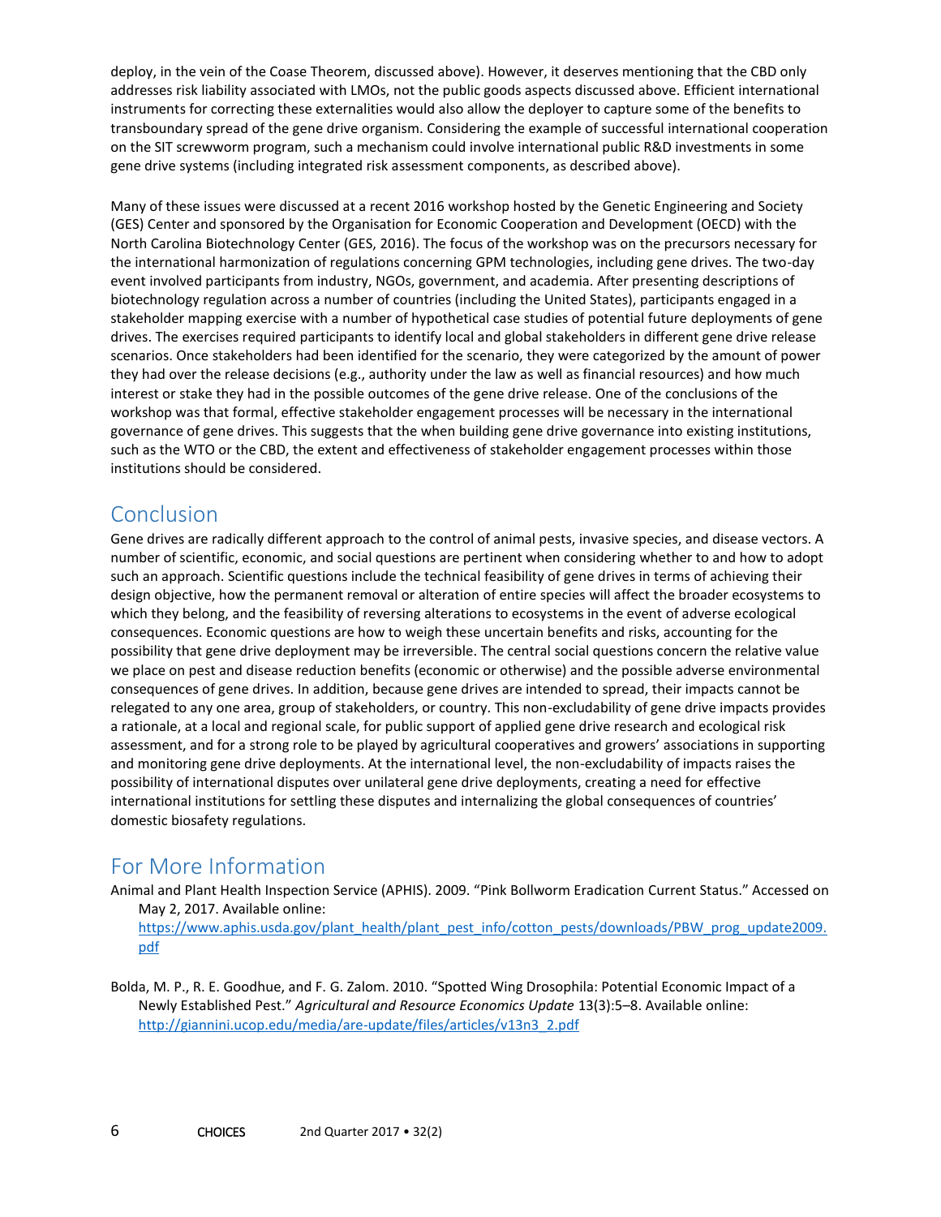deploy, in the vein of the Coase Theorem, discussed above). However, it deserves mentioning that the CBD only addresses risk liability associated with LMOs, not the public goods aspects discussed above. Efficient international instruments for correcting these externalities would also allow the deployer to capture some of the benefits to transboundary spread of the gene drive organism. Considering the example of successful international cooperation on the SIT screwworm program, such a mechanism could involve international public R&D investments in some gene drive systems (including integrated risk assessment components, as described above).

Many of these issues were discussed at a recent 2016 workshop hosted by the Genetic Engineering and Society (GES) Center and sponsored by the Organisation for Economic Cooperation and Development (OECD) with the North Carolina Biotechnology Center (GES, 2016). The focus of the workshop was on the precursors necessary for the international harmonization of regulations concerning GPM technologies, including gene drives. The two-day event involved participants from industry, NGOs, government, and academia. After presenting descriptions of biotechnology regulation across a number of countries (including the United States), participants engaged in a stakeholder mapping exercise with a number of hypothetical case studies of potential future deployments of gene drives. The exercises required participants to identify local and global stakeholders in different gene drive release scenarios. Once stakeholders had been identified for the scenario, they were categorized by the amount of power they had over the release decisions (e.g., authority under the law as well as financial resources) and how much interest or stake they had in the possible outcomes of the gene drive release. One of the conclusions of the workshop was that formal, effective stakeholder engagement processes will be necessary in the international governance of gene drives. This suggests that the when building gene drive governance into existing institutions, such as the WTO or the CBD, the extent and effectiveness of stakeholder engagement processes within those institutions should be considered.

## Conclusion

Gene drives are radically different approach to the control of animal pests, invasive species, and disease vectors. A number of scientific, economic, and social questions are pertinent when considering whether to and how to adopt such an approach. Scientific questions include the technical feasibility of gene drives in terms of achieving their design objective, how the permanent removal or alteration of entire species will affect the broader ecosystems to which they belong, and the feasibility of reversing alterations to ecosystems in the event of adverse ecological consequences. Economic questions are how to weigh these uncertain benefits and risks, accounting for the possibility that gene drive deployment may be irreversible. The central social questions concern the relative value we place on pest and disease reduction benefits (economic or otherwise) and the possible adverse environmental consequences of gene drives. In addition, because gene drives are intended to spread, their impacts cannot be relegated to any one area, group of stakeholders, or country. This non-excludability of gene drive impacts provides a rationale, at a local and regional scale, for public support of applied gene drive research and ecological risk assessment, and for a strong role to be played by agricultural cooperatives and growers' associations in supporting and monitoring gene drive deployments. At the international level, the non-excludability of impacts raises the possibility of international disputes over unilateral gene drive deployments, creating a need for effective international institutions for settling these disputes and internalizing the global consequences of countries' domestic biosafety regulations.

## For More Information

Animal and Plant Health Inspection Service (APHIS). 2009. "Pink Bollworm Eradication Current Status." Accessed on May 2, 2017. Available online: https://www.aphis.usda.gov/plant_health/plant_pest_info/cotton_pests/downloads/PBW_prog_update2009.pdf

Bolda, M. P., R. E. Goodhue, and F. G. Zalom. 2010. "Spotted Wing Drosophila: Potential Economic Impact of a Newly Established Pest." *Agricultural and Resource Economics Update* 13(3):5–8. Available online: http://giannini.ucop.edu/media/are-update/files/articles/v13n3_2.pdf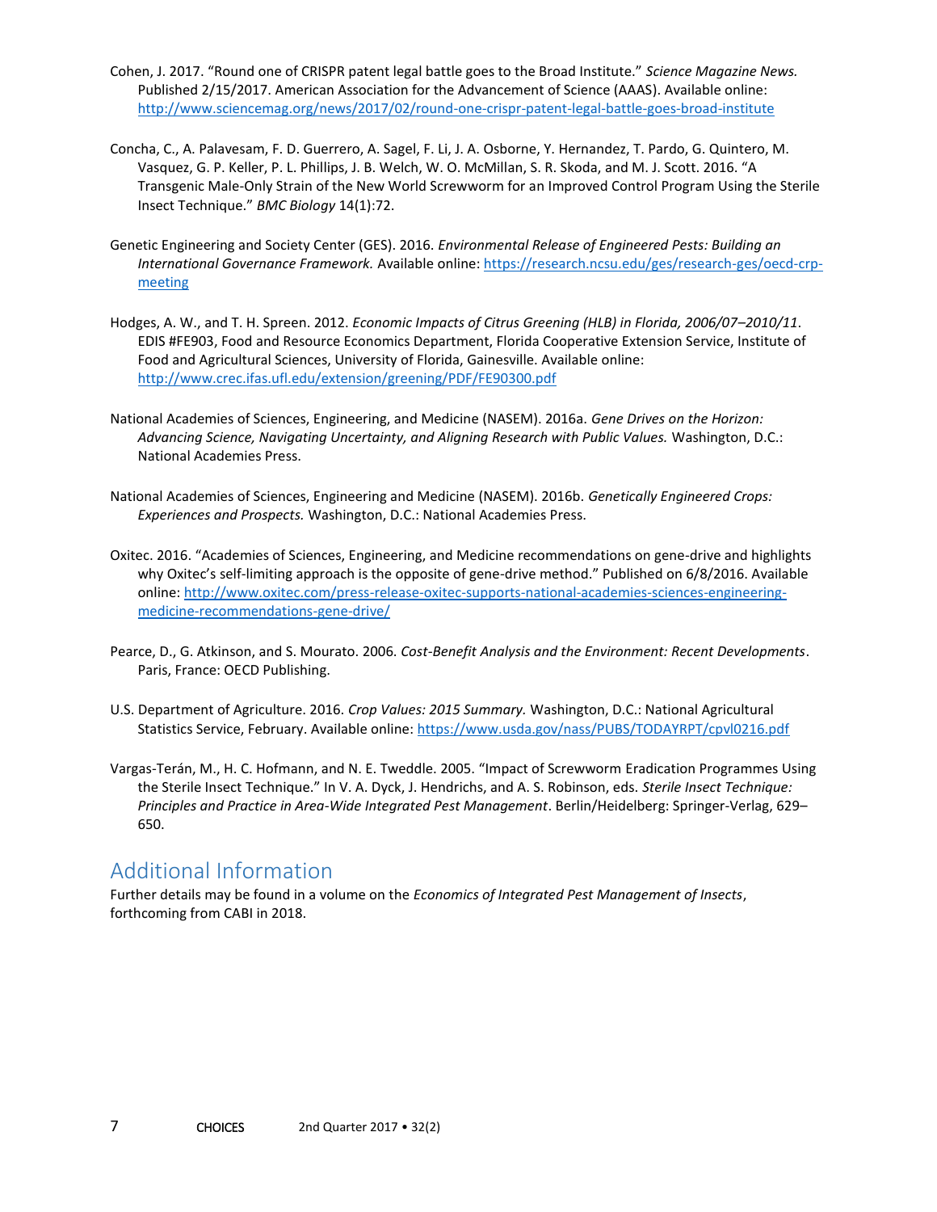Cohen, J. 2017. "Round one of CRISPR patent legal battle goes to the Broad Institute." *Science Magazine News.* Published 2/15/2017. American Association for the Advancement of Science (AAAS). Available online: http://www.sciencemag.org/news/2017/02/round-one-crispr-patent-legal-battle-goes-broad-institute

Concha, C., A. Palavesam, F. D. Guerrero, A. Sagel, F. Li, J. A. Osborne, Y. Hernandez, T. Pardo, G. Quintero, M. Vasquez, G. P. Keller, P. L. Phillips, J. B. Welch, W. O. McMillan, S. R. Skoda, and M. J. Scott. 2016. "A Transgenic Male-Only Strain of the New World Screwworm for an Improved Control Program Using the Sterile Insect Technique." *BMC Biology* 14(1):72.

Genetic Engineering and Society Center (GES). 2016. *Environmental Release of Engineered Pests: Building an International Governance Framework.* Available online: https://research.ncsu.edu/ges/research-ges/oecd-crp-meeting

Hodges, A. W., and T. H. Spreen. 2012. *Economic Impacts of Citrus Greening (HLB) in Florida, 2006/07–2010/11*. EDIS #FE903, Food and Resource Economics Department, Florida Cooperative Extension Service, Institute of Food and Agricultural Sciences, University of Florida, Gainesville. Available online: http://www.crec.ifas.ufl.edu/extension/greening/PDF/FE90300.pdf

National Academies of Sciences, Engineering, and Medicine (NASEM). 2016a. *Gene Drives on the Horizon: Advancing Science, Navigating Uncertainty, and Aligning Research with Public Values.* Washington, D.C.: National Academies Press.

National Academies of Sciences, Engineering and Medicine (NASEM). 2016b. *Genetically Engineered Crops: Experiences and Prospects.* Washington, D.C.: National Academies Press.

Oxitec. 2016. "Academies of Sciences, Engineering, and Medicine recommendations on gene-drive and highlights why Oxitec's self-limiting approach is the opposite of gene-drive method." Published on 6/8/2016. Available online: http://www.oxitec.com/press-release-oxitec-supports-national-academies-sciences-engineering-medicine-recommendations-gene-drive/

Pearce, D., G. Atkinson, and S. Mourato. 2006. *Cost-Benefit Analysis and the Environment: Recent Developments*. Paris, France: OECD Publishing.

U.S. Department of Agriculture. 2016. *Crop Values: 2015 Summary.* Washington, D.C.: National Agricultural Statistics Service, February. Available online: https://www.usda.gov/nass/PUBS/TODAYRPT/cpvl0216.pdf

Vargas-Terán, M., H. C. Hofmann, and N. E. Tweddle. 2005. "Impact of Screwworm Eradication Programmes Using the Sterile Insect Technique." In V. A. Dyck, J. Hendrichs, and A. S. Robinson, eds. *Sterile Insect Technique: Principles and Practice in Area-Wide Integrated Pest Management*. Berlin/Heidelberg: Springer-Verlag, 629–650.

## Additional Information

Further details may be found in a volume on the *Economics of Integrated Pest Management of Insects*, forthcoming from CABI in 2018.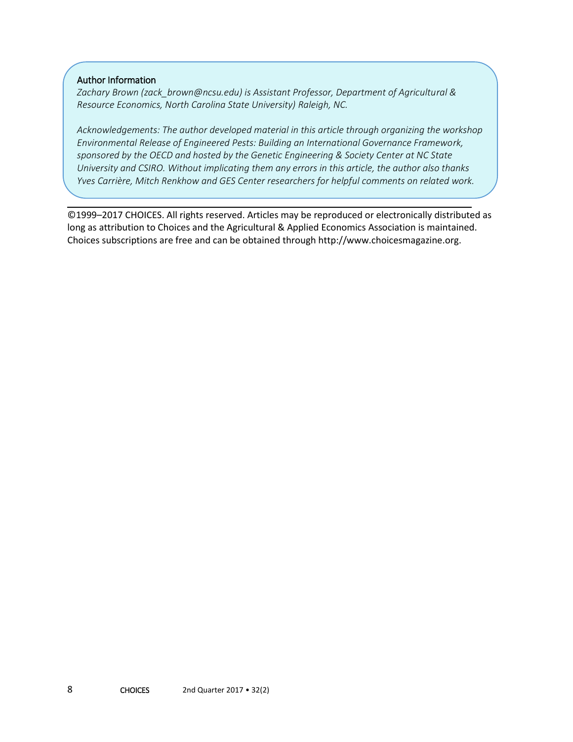Author Information

*Zachary Brown (zack_brown@ncsu.edu) is Assistant Professor, Department of Agricultural & Resource Economics, North Carolina State University) Raleigh, NC.*

*Acknowledgements: The author developed material in this article through organizing the workshop Environmental Release of Engineered Pests: Building an International Governance Framework, sponsored by the OECD and hosted by the Genetic Engineering & Society Center at NC State University and CSIRO. Without implicating them any errors in this article, the author also thanks Yves Carrière, Mitch Renkhow and GES Center researchers for helpful comments on related work.*

---

©1999–2017 CHOICES. All rights reserved. Articles may be reproduced or electronically distributed as long as attribution to Choices and the Agricultural & Applied Economics Association is maintained. Choices subscriptions are free and can be obtained through http://www.choicesmagazine.org.